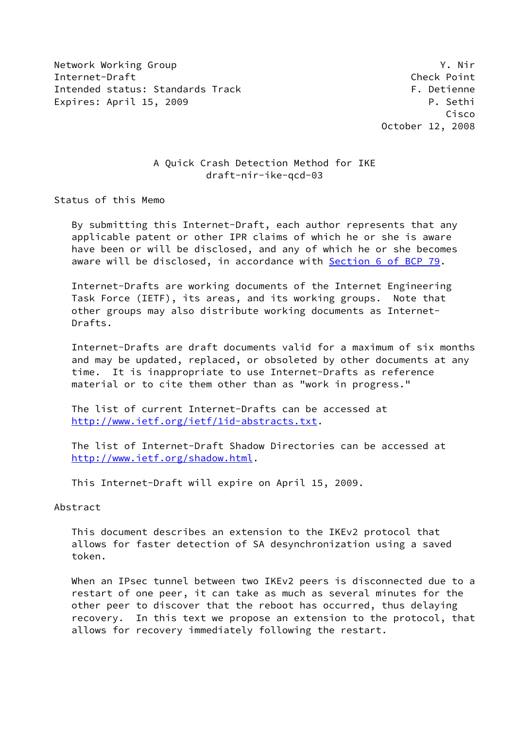Network Working Group Y. Nir
Internet-Draft Check Point
Intended status: Standards Track F. Detienne
Expires: April 15, 2009 P. Sethi
Cisco
October 12, 2008

# A Quick Crash Detection Method for IKE
draft-nir-ike-qcd-03

## Status of this Memo

By submitting this Internet-Draft, each author represents that any applicable patent or other IPR claims of which he or she is aware have been or will be disclosed, and any of which he or she becomes aware will be disclosed, in accordance with Section 6 of BCP 79.

Internet-Drafts are working documents of the Internet Engineering Task Force (IETF), its areas, and its working groups. Note that other groups may also distribute working documents as Internet-Drafts.

Internet-Drafts are draft documents valid for a maximum of six months and may be updated, replaced, or obsoleted by other documents at any time. It is inappropriate to use Internet-Drafts as reference material or to cite them other than as "work in progress."

The list of current Internet-Drafts can be accessed at http://www.ietf.org/ietf/1id-abstracts.txt.

The list of Internet-Draft Shadow Directories can be accessed at http://www.ietf.org/shadow.html.

This Internet-Draft will expire on April 15, 2009.

## Abstract

This document describes an extension to the IKEv2 protocol that allows for faster detection of SA desynchronization using a saved token.

When an IPsec tunnel between two IKEv2 peers is disconnected due to a restart of one peer, it can take as much as several minutes for the other peer to discover that the reboot has occurred, thus delaying recovery. In this text we propose an extension to the protocol, that allows for recovery immediately following the restart.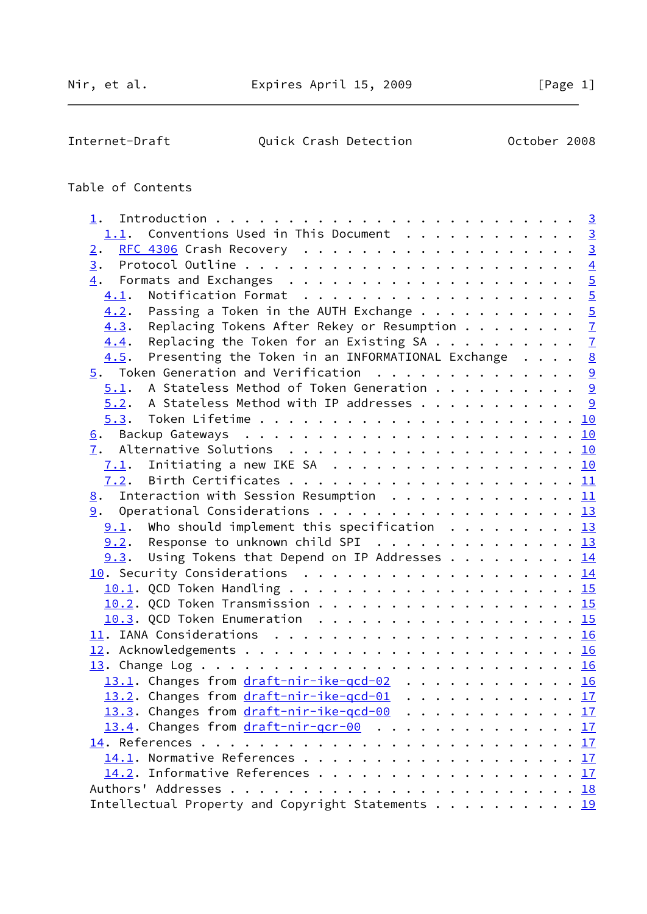Table of Contents

```
   1.  Introduction . . . . . . . . . . . . . . . . . . . . . . . .   3
     1.1.  Conventions Used in This Document  . . . . . . . . . . .   3
   2.  RFC 4306 Crash Recovery  . . . . . . . . . . . . . . . . . .   3
   3.  Protocol Outline . . . . . . . . . . . . . . . . . . . . . .   4
   4.  Formats and Exchanges  . . . . . . . . . . . . . . . . . . .   5
     4.1.  Notification Format  . . . . . . . . . . . . . . . . . .   5
     4.2.  Passing a Token in the AUTH Exchange . . . . . . . . . .   5
     4.3.  Replacing Tokens After Rekey or Resumption . . . . . . .   7
     4.4.  Replacing the Token for an Existing SA . . . . . . . . .   7
     4.5.  Presenting the Token in an INFORMATIONAL Exchange  . . .   8
   5.  Token Generation and Verification  . . . . . . . . . . . . .   9
     5.1.  A Stateless Method of Token Generation . . . . . . . . .   9
     5.2.  A Stateless Method with IP addresses . . . . . . . . . .   9
     5.3.  Token Lifetime . . . . . . . . . . . . . . . . . . . . .  10
   6.  Backup Gateways  . . . . . . . . . . . . . . . . . . . . . .  10
   7.  Alternative Solutions  . . . . . . . . . . . . . . . . . . .  10
     7.1.  Initiating a new IKE SA  . . . . . . . . . . . . . . . .  10
     7.2.  Birth Certificates . . . . . . . . . . . . . . . . . . .  11
   8.  Interaction with Session Resumption  . . . . . . . . . . . .  11
   9.  Operational Considerations . . . . . . . . . . . . . . . . .  13
     9.1.  Who should implement this specification  . . . . . . . .  13
     9.2.  Response to unknown child SPI  . . . . . . . . . . . . .  13
     9.3.  Using Tokens that Depend on IP Addresses . . . . . . . .  14
   10. Security Considerations  . . . . . . . . . . . . . . . . . .  14
     10.1. QCD Token Handling . . . . . . . . . . . . . . . . . . .  15
     10.2. QCD Token Transmission . . . . . . . . . . . . . . . . .  15
     10.3. QCD Token Enumeration  . . . . . . . . . . . . . . . . .  15
   11. IANA Considerations  . . . . . . . . . . . . . . . . . . . .  16
   12. Acknowledgements . . . . . . . . . . . . . . . . . . . . . .  16
   13. Change Log . . . . . . . . . . . . . . . . . . . . . . . . .  16
     13.1. Changes from draft-nir-ike-qcd-02  . . . . . . . . . . .  16
     13.2. Changes from draft-nir-ike-qcd-01  . . . . . . . . . . .  17
     13.3. Changes from draft-nir-ike-qcd-00  . . . . . . . . . . .  17
     13.4. Changes from draft-nir-qcr-00  . . . . . . . . . . . . .  17
   14. References . . . . . . . . . . . . . . . . . . . . . . . . .  17
     14.1. Normative References . . . . . . . . . . . . . . . . . .  17
     14.2. Informative References . . . . . . . . . . . . . . . . .  17
   Authors' Addresses . . . . . . . . . . . . . . . . . . . . . . .  18
   Intellectual Property and Copyright Statements . . . . . . . . .  19
```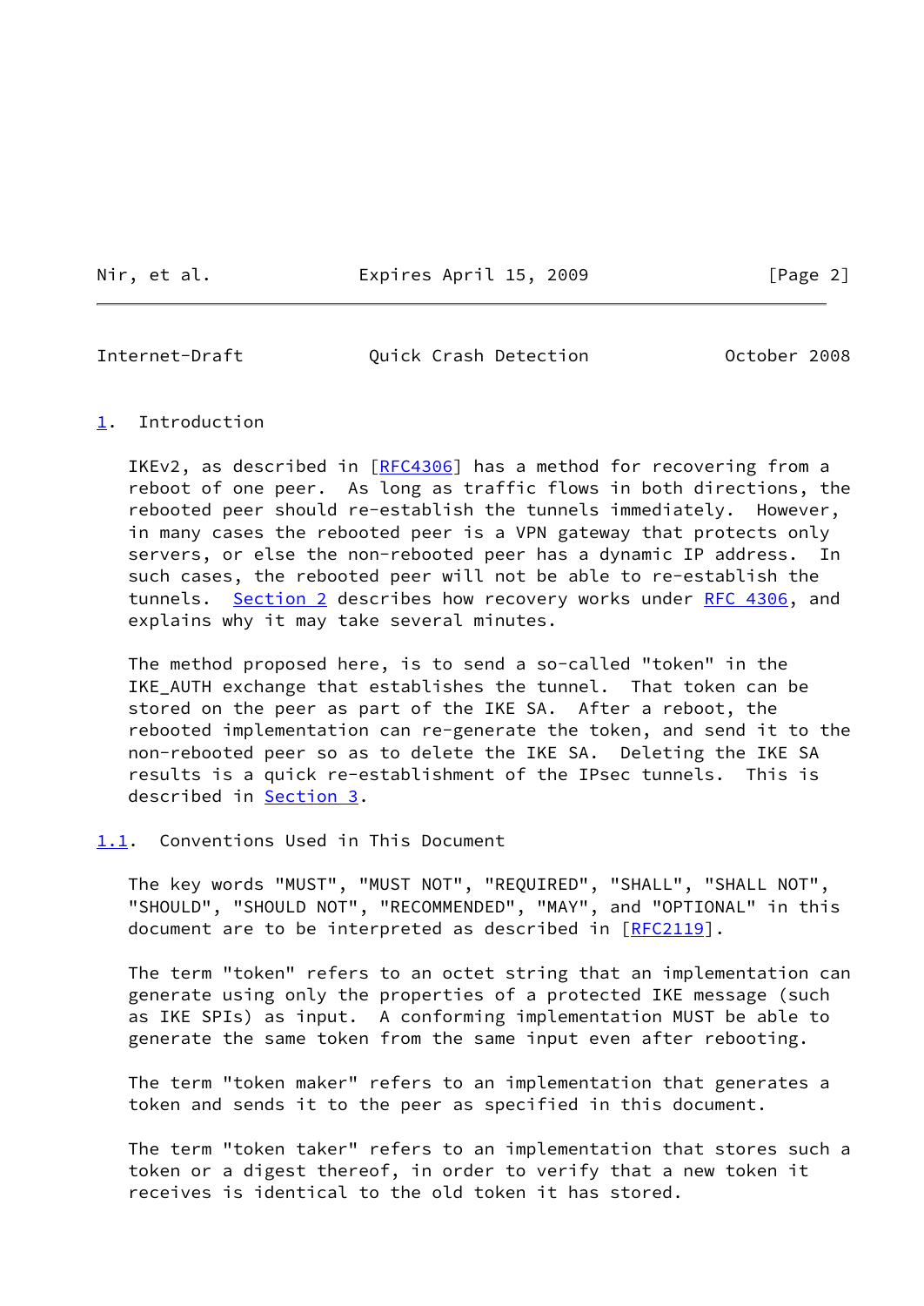## 1. Introduction

IKEv2, as described in [RFC4306] has a method for recovering from a reboot of one peer. As long as traffic flows in both directions, the rebooted peer should re-establish the tunnels immediately. However, in many cases the rebooted peer is a VPN gateway that protects only servers, or else the non-rebooted peer has a dynamic IP address. In such cases, the rebooted peer will not be able to re-establish the tunnels. Section 2 describes how recovery works under RFC 4306, and explains why it may take several minutes.

The method proposed here, is to send a so-called "token" in the IKE_AUTH exchange that establishes the tunnel. That token can be stored on the peer as part of the IKE SA. After a reboot, the rebooted implementation can re-generate the token, and send it to the non-rebooted peer so as to delete the IKE SA. Deleting the IKE SA results is a quick re-establishment of the IPsec tunnels. This is described in Section 3.

### 1.1. Conventions Used in This Document

The key words "MUST", "MUST NOT", "REQUIRED", "SHALL", "SHALL NOT", "SHOULD", "SHOULD NOT", "RECOMMENDED", "MAY", and "OPTIONAL" in this document are to be interpreted as described in [RFC2119].

The term "token" refers to an octet string that an implementation can generate using only the properties of a protected IKE message (such as IKE SPIs) as input. A conforming implementation MUST be able to generate the same token from the same input even after rebooting.

The term "token maker" refers to an implementation that generates a token and sends it to the peer as specified in this document.

The term "token taker" refers to an implementation that stores such a token or a digest thereof, in order to verify that a new token it receives is identical to the old token it has stored.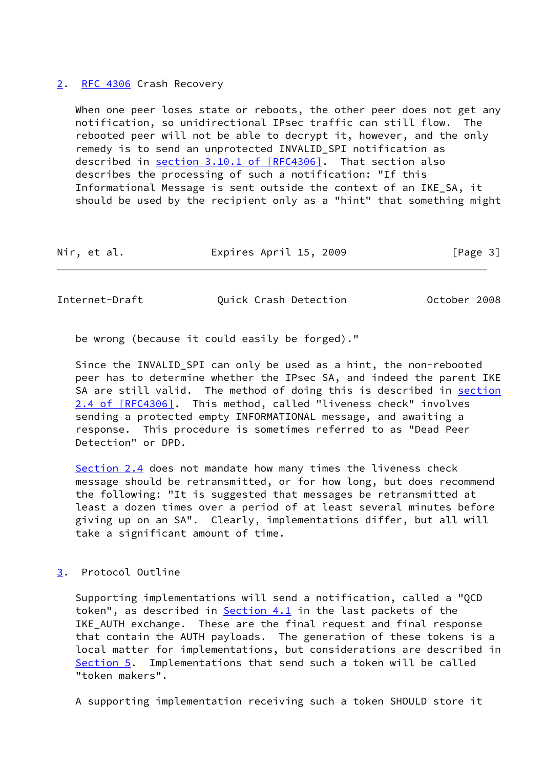## 2. RFC 4306 Crash Recovery

When one peer loses state or reboots, the other peer does not get any notification, so unidirectional IPsec traffic can still flow. The rebooted peer will not be able to decrypt it, however, and the only remedy is to send an unprotected INVALID_SPI notification as described in section 3.10.1 of [RFC4306]. That section also describes the processing of such a notification: "If this Informational Message is sent outside the context of an IKE_SA, it should be used by the recipient only as a "hint" that something might be wrong (because it could easily be forged)."

Since the INVALID_SPI can only be used as a hint, the non-rebooted peer has to determine whether the IPsec SA, and indeed the parent IKE SA are still valid. The method of doing this is described in section 2.4 of [RFC4306]. This method, called "liveness check" involves sending a protected empty INFORMATIONAL message, and awaiting a response. This procedure is sometimes referred to as "Dead Peer Detection" or DPD.

Section 2.4 does not mandate how many times the liveness check message should be retransmitted, or for how long, but does recommend the following: "It is suggested that messages be retransmitted at least a dozen times over a period of at least several minutes before giving up on an SA". Clearly, implementations differ, but all will take a significant amount of time.

## 3. Protocol Outline

Supporting implementations will send a notification, called a "QCD token", as described in Section 4.1 in the last packets of the IKE_AUTH exchange. These are the final request and final response that contain the AUTH payloads. The generation of these tokens is a local matter for implementations, but considerations are described in Section 5. Implementations that send such a token will be called "token makers".

A supporting implementation receiving such a token SHOULD store it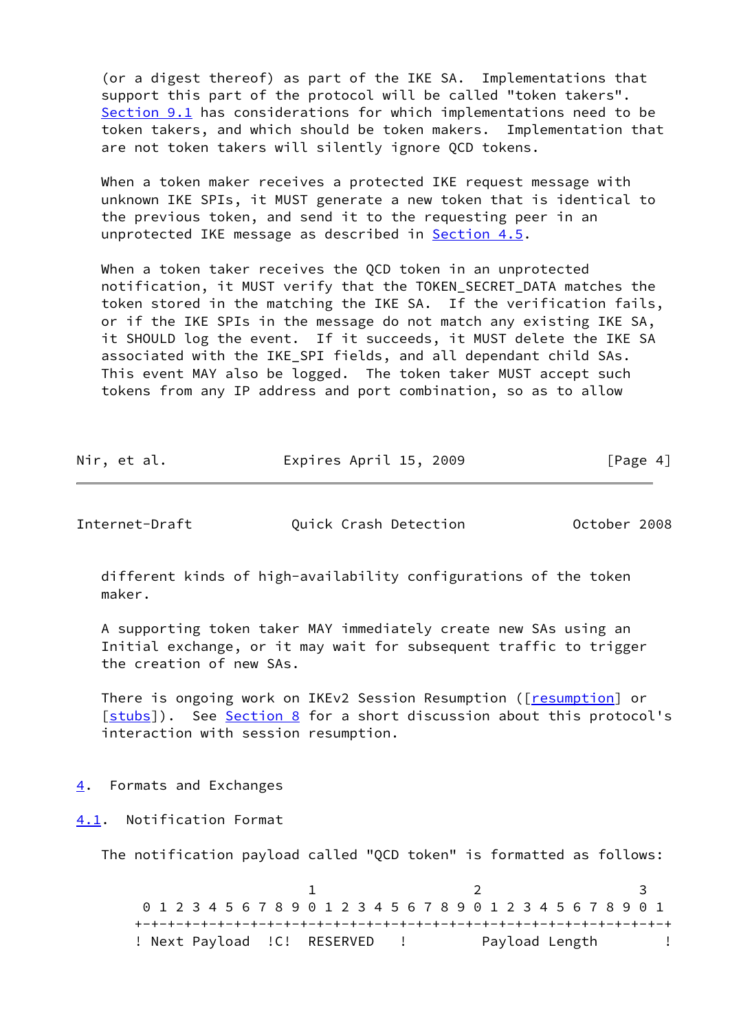(or a digest thereof) as part of the IKE SA. Implementations that support this part of the protocol will be called "token takers". Section 9.1 has considerations for which implementations need to be token takers, and which should be token makers. Implementation that are not token takers will silently ignore QCD tokens.

When a token maker receives a protected IKE request message with unknown IKE SPIs, it MUST generate a new token that is identical to the previous token, and send it to the requesting peer in an unprotected IKE message as described in Section 4.5.

When a token taker receives the QCD token in an unprotected notification, it MUST verify that the TOKEN_SECRET_DATA matches the token stored in the matching the IKE SA. If the verification fails, or if the IKE SPIs in the message do not match any existing IKE SA, it SHOULD log the event. If it succeeds, it MUST delete the IKE SA associated with the IKE_SPI fields, and all dependant child SAs. This event MAY also be logged. The token taker MUST accept such tokens from any IP address and port combination, so as to allow different kinds of high-availability configurations of the token maker.

A supporting token taker MAY immediately create new SAs using an Initial exchange, or it may wait for subsequent traffic to trigger the creation of new SAs.

There is ongoing work on IKEv2 Session Resumption ([resumption] or [stubs]). See Section 8 for a short discussion about this protocol's interaction with session resumption.

## 4. Formats and Exchanges

### 4.1. Notification Format

The notification payload called "QCD token" is formatted as follows:

```
                     1                   2                   3
 0 1 2 3 4 5 6 7 8 9 0 1 2 3 4 5 6 7 8 9 0 1 2 3 4 5 6 7 8 9 0 1
+-+-+-+-+-+-+-+-+-+-+-+-+-+-+-+-+-+-+-+-+-+-+-+-+-+-+-+-+-+-+-+-+
! Next Payload  !C!  RESERVED   !         Payload Length        !
```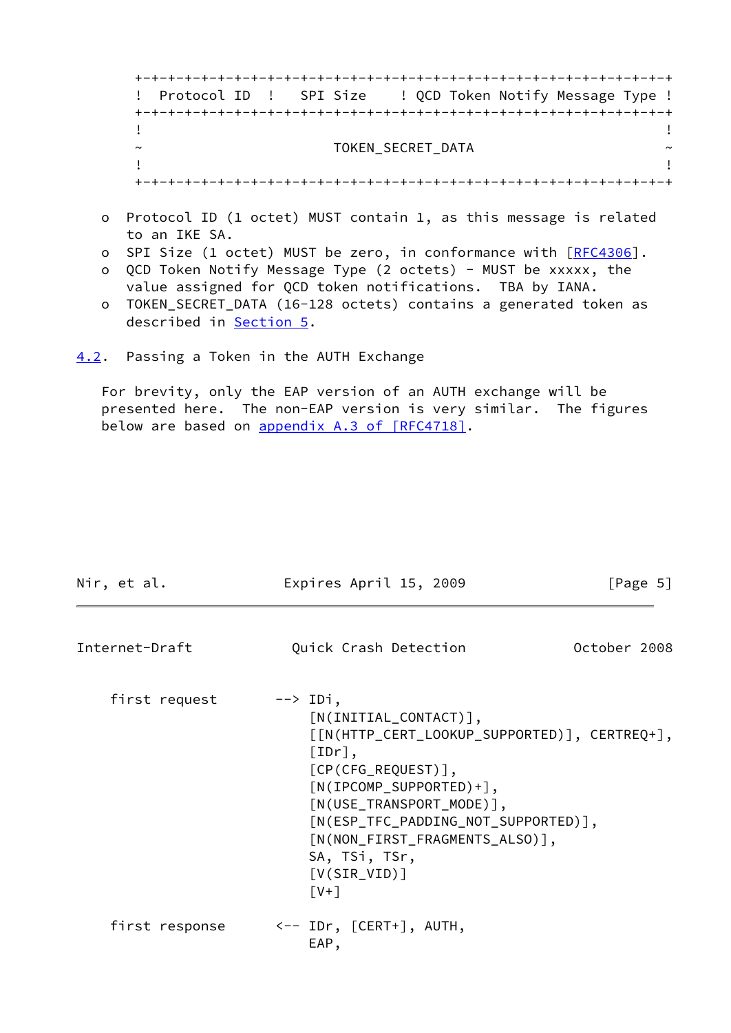```
+-+-+-+-+-+-+-+-+-+-+-+-+-+-+-+-+-+-+-+-+-+-+-+-+-+-+-+-+-+-+-+-+
!  Protocol ID  !   SPI Size    ! QCD Token Notify Message Type !
+-+-+-+-+-+-+-+-+-+-+-+-+-+-+-+-+-+-+-+-+-+-+-+-+-+-+-+-+-+-+-+-+
!                                                               !
~                       TOKEN_SECRET_DATA                       ~
!                                                               !
+-+-+-+-+-+-+-+-+-+-+-+-+-+-+-+-+-+-+-+-+-+-+-+-+-+-+-+-+-+-+-+-+
```

- Protocol ID (1 octet) MUST contain 1, as this message is related to an IKE SA.
- SPI Size (1 octet) MUST be zero, in conformance with [RFC4306].
- QCD Token Notify Message Type (2 octets) - MUST be xxxxx, the value assigned for QCD token notifications. TBA by IANA.
- TOKEN_SECRET_DATA (16-128 octets) contains a generated token as described in Section 5.

## 4.2. Passing a Token in the AUTH Exchange

For brevity, only the EAP version of an AUTH exchange will be presented here. The non-EAP version is very similar. The figures below are based on appendix A.3 of [RFC4718].

```
first request       --> IDi,
                        [N(INITIAL_CONTACT)],
                        [[N(HTTP_CERT_LOOKUP_SUPPORTED)], CERTREQ+],
                        [IDr],
                        [CP(CFG_REQUEST)],
                        [N(IPCOMP_SUPPORTED)+],
                        [N(USE_TRANSPORT_MODE)],
                        [N(ESP_TFC_PADDING_NOT_SUPPORTED)],
                        [N(NON_FIRST_FRAGMENTS_ALSO)],
                        SA, TSi, TSr,
                        [V(SIR_VID)]
                        [V+]

first response      <-- IDr, [CERT+], AUTH,
                        EAP,
```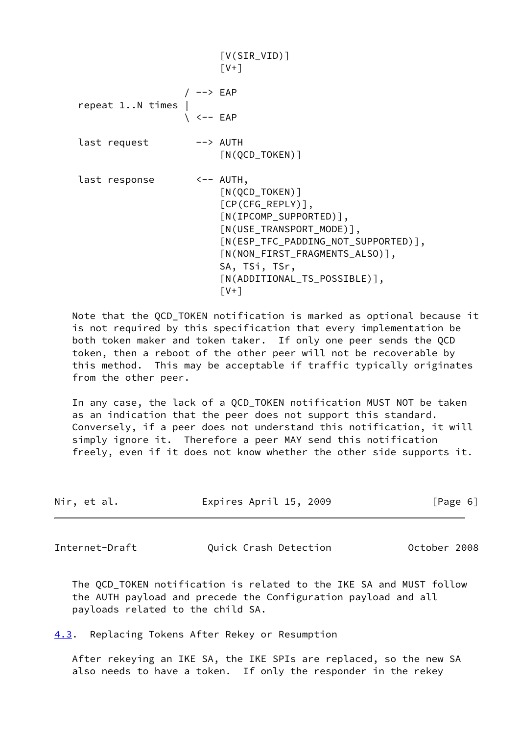```
                           [V(SIR_VID)]
                           [V+]

                     / --> EAP
    repeat 1..N times |
                     \ <-- EAP

    last request        --> AUTH
                           [N(QCD_TOKEN)]

    last response       <-- AUTH,
                           [N(QCD_TOKEN)]
                           [CP(CFG_REPLY)],
                           [N(IPCOMP_SUPPORTED)],
                           [N(USE_TRANSPORT_MODE)],
                           [N(ESP_TFC_PADDING_NOT_SUPPORTED)],
                           [N(NON_FIRST_FRAGMENTS_ALSO)],
                           SA, TSi, TSr,
                           [N(ADDITIONAL_TS_POSSIBLE)],
                           [V+]
```

Note that the QCD_TOKEN notification is marked as optional because it is not required by this specification that every implementation be both token maker and token taker. If only one peer sends the QCD token, then a reboot of the other peer will not be recoverable by this method. This may be acceptable if traffic typically originates from the other peer.

In any case, the lack of a QCD_TOKEN notification MUST NOT be taken as an indication that the peer does not support this standard. Conversely, if a peer does not understand this notification, it will simply ignore it. Therefore a peer MAY send this notification freely, even if it does not know whether the other side supports it.

The QCD_TOKEN notification is related to the IKE SA and MUST follow the AUTH payload and precede the Configuration payload and all payloads related to the child SA.

### 4.3. Replacing Tokens After Rekey or Resumption

After rekeying an IKE SA, the IKE SPIs are replaced, so the new SA also needs to have a token. If only the responder in the rekey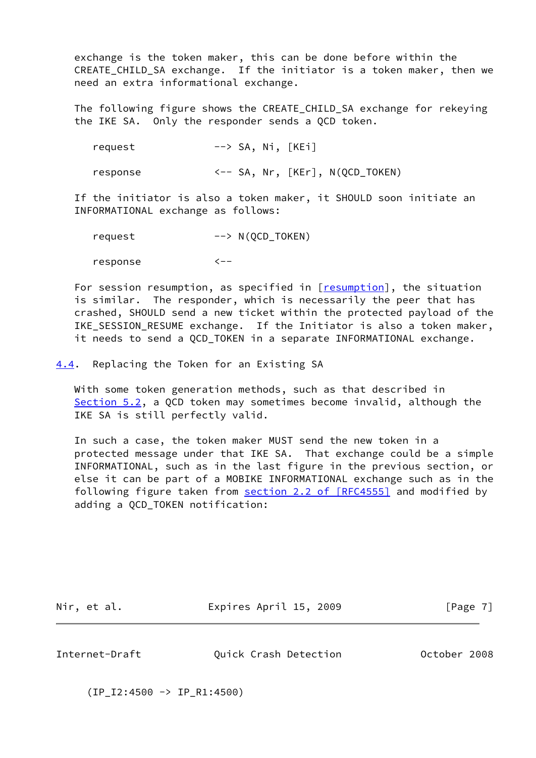exchange is the token maker, this can be done before within the CREATE_CHILD_SA exchange. If the initiator is a token maker, then we need an extra informational exchange.

The following figure shows the CREATE_CHILD_SA exchange for rekeying the IKE SA. Only the responder sends a QCD token.

```
request             --> SA, Ni, [KEi]

response            <-- SA, Nr, [KEr], N(QCD_TOKEN)
```

If the initiator is also a token maker, it SHOULD soon initiate an INFORMATIONAL exchange as follows:

```
request             --> N(QCD_TOKEN)

response            <--
```

For session resumption, as specified in [resumption], the situation is similar. The responder, which is necessarily the peer that has crashed, SHOULD send a new ticket within the protected payload of the IKE_SESSION_RESUME exchange. If the Initiator is also a token maker, it needs to send a QCD_TOKEN in a separate INFORMATIONAL exchange.

### 4.4. Replacing the Token for an Existing SA

With some token generation methods, such as that described in Section 5.2, a QCD token may sometimes become invalid, although the IKE SA is still perfectly valid.

In such a case, the token maker MUST send the new token in a protected message under that IKE SA. That exchange could be a simple INFORMATIONAL, such as in the last figure in the previous section, or else it can be part of a MOBIKE INFORMATIONAL exchange such as in the following figure taken from section 2.2 of [RFC4555] and modified by adding a QCD_TOKEN notification:

```
  (IP_I2:4500 -> IP_R1:4500)
```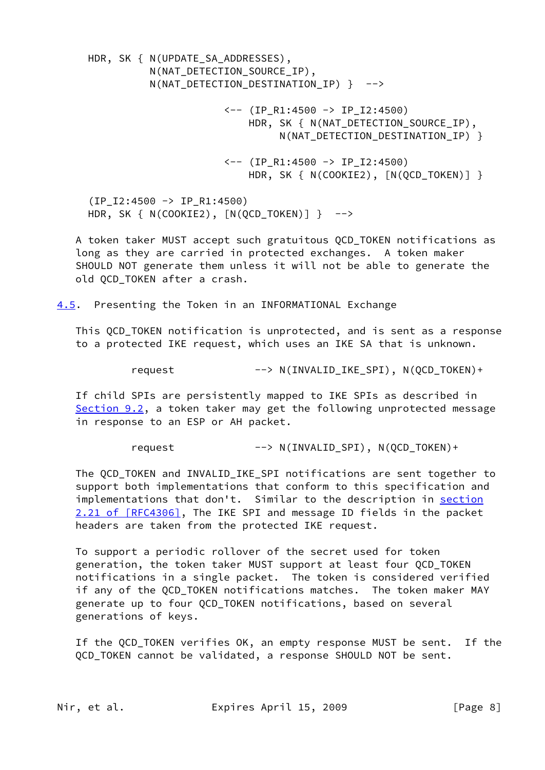```
HDR, SK { N(UPDATE_SA_ADDRESSES),
          N(NAT_DETECTION_SOURCE_IP),
          N(NAT_DETECTION_DESTINATION_IP) }  -->

                        <-- (IP_R1:4500 -> IP_I2:4500)
                            HDR, SK { N(NAT_DETECTION_SOURCE_IP),
                                 N(NAT_DETECTION_DESTINATION_IP) }

                        <-- (IP_R1:4500 -> IP_I2:4500)
                            HDR, SK { N(COOKIE2), [N(QCD_TOKEN)] }

(IP_I2:4500 -> IP_R1:4500)
HDR, SK { N(COOKIE2), [N(QCD_TOKEN)] }  -->
```

A token taker MUST accept such gratuitous QCD_TOKEN notifications as long as they are carried in protected exchanges. A token maker SHOULD NOT generate them unless it will not be able to generate the old QCD_TOKEN after a crash.

## 4.5. Presenting the Token in an INFORMATIONAL Exchange

This QCD_TOKEN notification is unprotected, and is sent as a response to a protected IKE request, which uses an IKE SA that is unknown.

```
request             --> N(INVALID_IKE_SPI), N(QCD_TOKEN)+
```

If child SPIs are persistently mapped to IKE SPIs as described in Section 9.2, a token taker may get the following unprotected message in response to an ESP or AH packet.

```
request             --> N(INVALID_SPI), N(QCD_TOKEN)+
```

The QCD_TOKEN and INVALID_IKE_SPI notifications are sent together to support both implementations that conform to this specification and implementations that don't. Similar to the description in section 2.21 of [RFC4306], The IKE SPI and message ID fields in the packet headers are taken from the protected IKE request.

To support a periodic rollover of the secret used for token generation, the token taker MUST support at least four QCD_TOKEN notifications in a single packet. The token is considered verified if any of the QCD_TOKEN notifications matches. The token maker MAY generate up to four QCD_TOKEN notifications, based on several generations of keys.

If the QCD_TOKEN verifies OK, an empty response MUST be sent. If the QCD_TOKEN cannot be validated, a response SHOULD NOT be sent.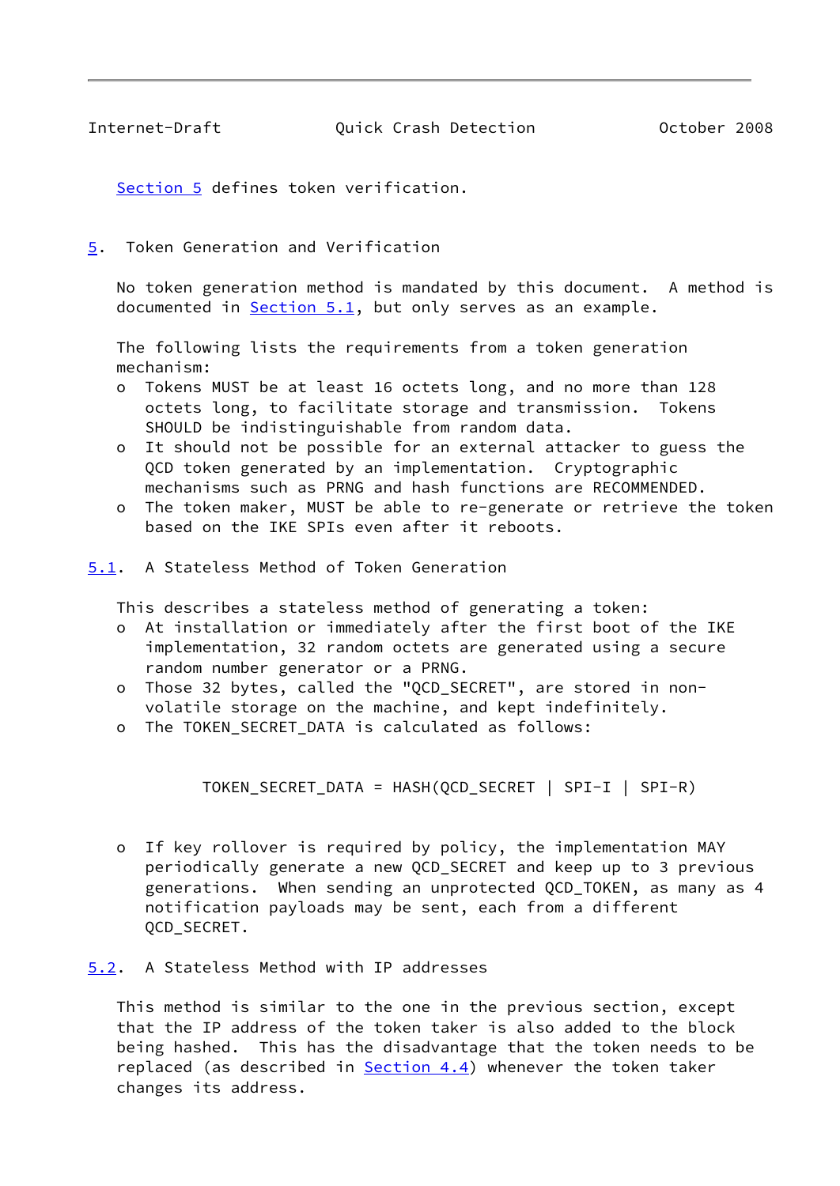Section 5 defines token verification.

## 5. Token Generation and Verification

No token generation method is mandated by this document. A method is documented in Section 5.1, but only serves as an example.

The following lists the requirements from a token generation mechanism:

- Tokens MUST be at least 16 octets long, and no more than 128 octets long, to facilitate storage and transmission. Tokens SHOULD be indistinguishable from random data.
- It should not be possible for an external attacker to guess the QCD token generated by an implementation. Cryptographic mechanisms such as PRNG and hash functions are RECOMMENDED.
- The token maker, MUST be able to re-generate or retrieve the token based on the IKE SPIs even after it reboots.

### 5.1. A Stateless Method of Token Generation

This describes a stateless method of generating a token:

- At installation or immediately after the first boot of the IKE implementation, 32 random octets are generated using a secure random number generator or a PRNG.
- Those 32 bytes, called the "QCD_SECRET", are stored in non-volatile storage on the machine, and kept indefinitely.
- The TOKEN_SECRET_DATA is calculated as follows:

```
TOKEN_SECRET_DATA = HASH(QCD_SECRET | SPI-I | SPI-R)
```

- If key rollover is required by policy, the implementation MAY periodically generate a new QCD_SECRET and keep up to 3 previous generations. When sending an unprotected QCD_TOKEN, as many as 4 notification payloads may be sent, each from a different QCD_SECRET.

### 5.2. A Stateless Method with IP addresses

This method is similar to the one in the previous section, except that the IP address of the token taker is also added to the block being hashed. This has the disadvantage that the token needs to be replaced (as described in Section 4.4) whenever the token taker changes its address.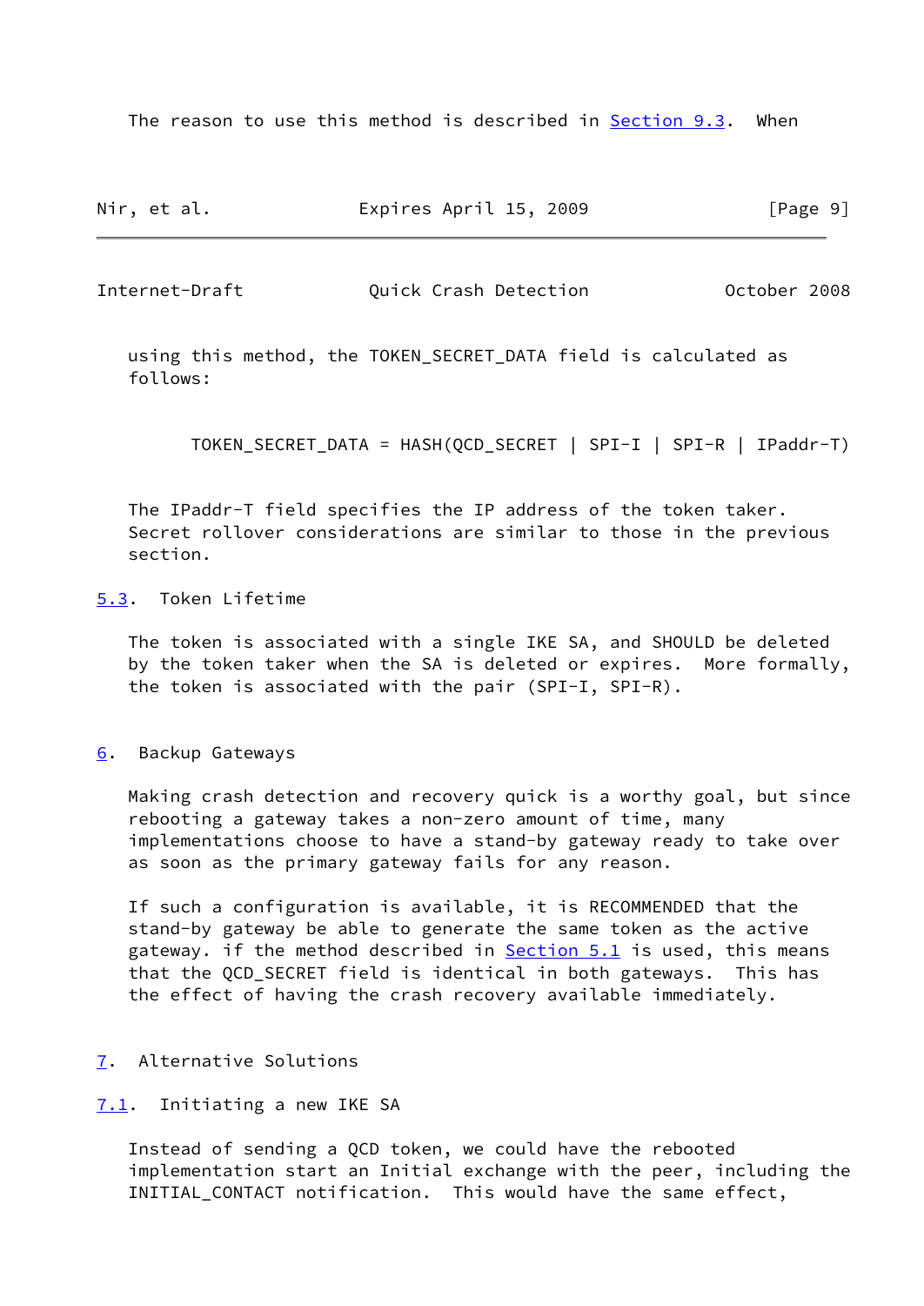The reason to use this method is described in Section 9.3. When using this method, the TOKEN_SECRET_DATA field is calculated as follows:

```
TOKEN_SECRET_DATA = HASH(QCD_SECRET | SPI-I | SPI-R | IPaddr-T)
```

The IPaddr-T field specifies the IP address of the token taker. Secret rollover considerations are similar to those in the previous section.

### 5.3. Token Lifetime

The token is associated with a single IKE SA, and SHOULD be deleted by the token taker when the SA is deleted or expires. More formally, the token is associated with the pair (SPI-I, SPI-R).

## 6. Backup Gateways

Making crash detection and recovery quick is a worthy goal, but since rebooting a gateway takes a non-zero amount of time, many implementations choose to have a stand-by gateway ready to take over as soon as the primary gateway fails for any reason.

If such a configuration is available, it is RECOMMENDED that the stand-by gateway be able to generate the same token as the active gateway. if the method described in Section 5.1 is used, this means that the QCD_SECRET field is identical in both gateways. This has the effect of having the crash recovery available immediately.

## 7. Alternative Solutions

### 7.1. Initiating a new IKE SA

Instead of sending a QCD token, we could have the rebooted implementation start an Initial exchange with the peer, including the INITIAL_CONTACT notification. This would have the same effect,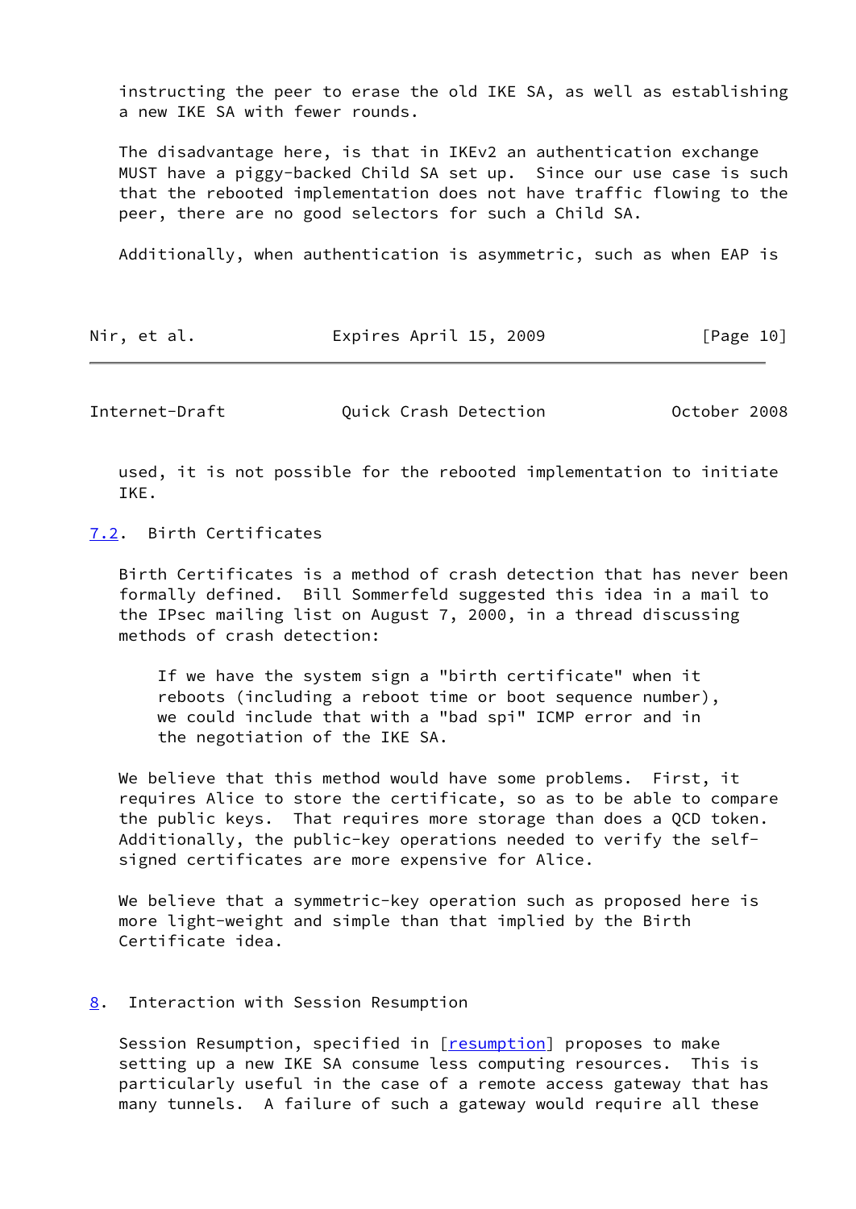instructing the peer to erase the old IKE SA, as well as establishing a new IKE SA with fewer rounds.

The disadvantage here, is that in IKEv2 an authentication exchange MUST have a piggy-backed Child SA set up. Since our use case is such that the rebooted implementation does not have traffic flowing to the peer, there are no good selectors for such a Child SA.

Additionally, when authentication is asymmetric, such as when EAP is used, it is not possible for the rebooted implementation to initiate IKE.

### 7.2. Birth Certificates

Birth Certificates is a method of crash detection that has never been formally defined. Bill Sommerfeld suggested this idea in a mail to the IPsec mailing list on August 7, 2000, in a thread discussing methods of crash detection:

> If we have the system sign a "birth certificate" when it reboots (including a reboot time or boot sequence number), we could include that with a "bad spi" ICMP error and in the negotiation of the IKE SA.

We believe that this method would have some problems. First, it requires Alice to store the certificate, so as to be able to compare the public keys. That requires more storage than does a QCD token. Additionally, the public-key operations needed to verify the self-signed certificates are more expensive for Alice.

We believe that a symmetric-key operation such as proposed here is more light-weight and simple than that implied by the Birth Certificate idea.

## 8. Interaction with Session Resumption

Session Resumption, specified in [resumption] proposes to make setting up a new IKE SA consume less computing resources. This is particularly useful in the case of a remote access gateway that has many tunnels. A failure of such a gateway would require all these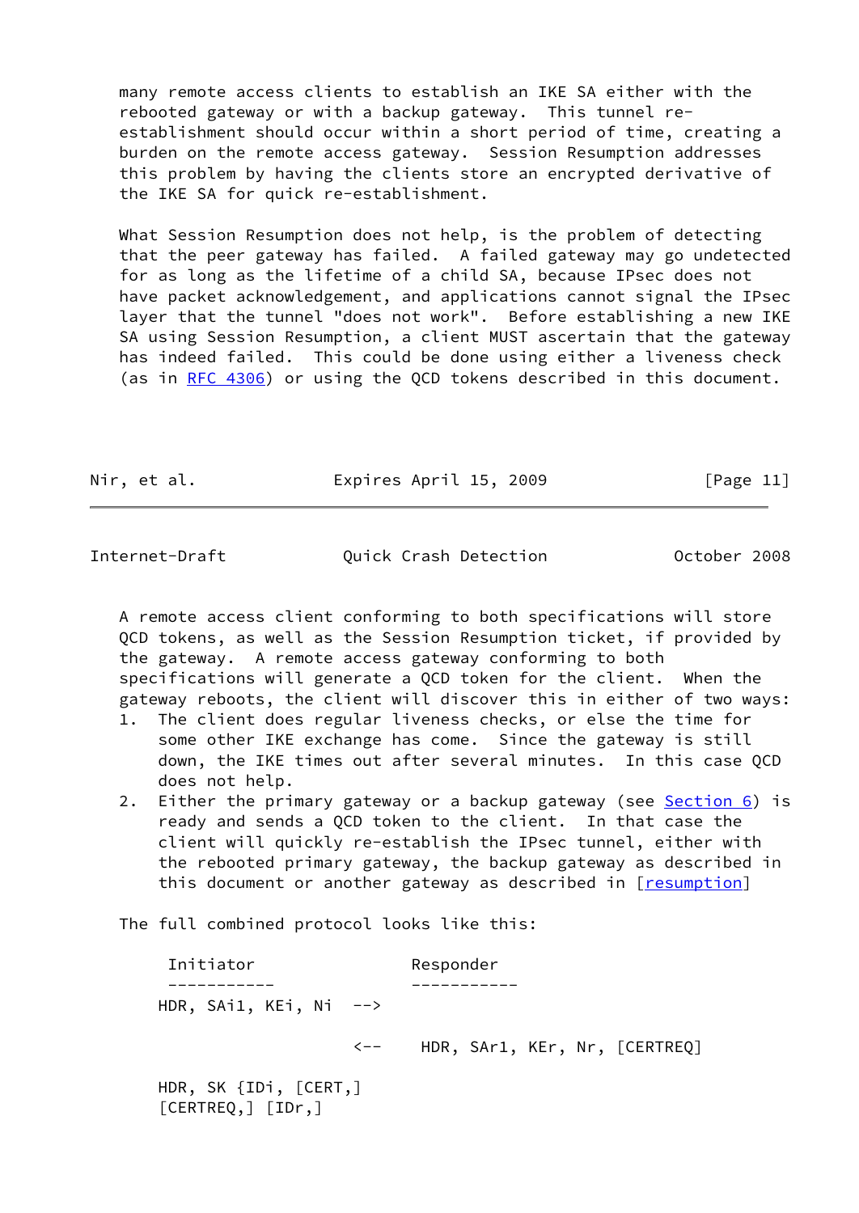many remote access clients to establish an IKE SA either with the rebooted gateway or with a backup gateway. This tunnel re-establishment should occur within a short period of time, creating a burden on the remote access gateway. Session Resumption addresses this problem by having the clients store an encrypted derivative of the IKE SA for quick re-establishment.

What Session Resumption does not help, is the problem of detecting that the peer gateway has failed. A failed gateway may go undetected for as long as the lifetime of a child SA, because IPsec does not have packet acknowledgement, and applications cannot signal the IPsec layer that the tunnel "does not work". Before establishing a new IKE SA using Session Resumption, a client MUST ascertain that the gateway has indeed failed. This could be done using either a liveness check (as in RFC 4306) or using the QCD tokens described in this document.

A remote access client conforming to both specifications will store QCD tokens, as well as the Session Resumption ticket, if provided by the gateway. A remote access gateway conforming to both specifications will generate a QCD token for the client. When the gateway reboots, the client will discover this in either of two ways:

1. The client does regular liveness checks, or else the time for some other IKE exchange has come. Since the gateway is still down, the IKE times out after several minutes. In this case QCD does not help.
2. Either the primary gateway or a backup gateway (see Section 6) is ready and sends a QCD token to the client. In that case the client will quickly re-establish the IPsec tunnel, either with the rebooted primary gateway, the backup gateway as described in this document or another gateway as described in [resumption]

The full combined protocol looks like this:

```
     Initiator                 Responder
     -----------               -----------
    HDR, SAi1, KEi, Ni  -->

                        <--    HDR, SAr1, KEr, Nr, [CERTREQ]

    HDR, SK {IDi, [CERT,]
    [CERTREQ,] [IDr,]
```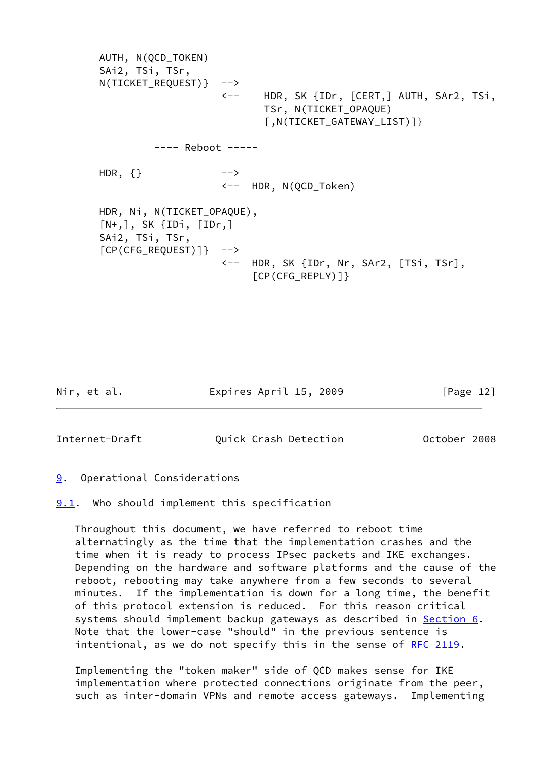```
   AUTH, N(QCD_TOKEN)
   SAi2, TSi, TSr,
   N(TICKET_REQUEST)}  -->
                       <--    HDR, SK {IDr, [CERT,] AUTH, SAr2, TSi,
                              TSr, N(TICKET_OPAQUE)
                              [,N(TICKET_GATEWAY_LIST)]}

            ---- Reboot -----

   HDR, {}             -->
                       <--  HDR, N(QCD_Token)

   HDR, Ni, N(TICKET_OPAQUE),
   [N+,], SK {IDi, [IDr,]
   SAi2, TSi, TSr,
   [CP(CFG_REQUEST)]}  -->
                       <--  HDR, SK {IDr, Nr, SAr2, [TSi, TSr],
                            [CP(CFG_REPLY)]}
```

## 9. Operational Considerations

### 9.1. Who should implement this specification

Throughout this document, we have referred to reboot time alternatingly as the time that the implementation crashes and the time when it is ready to process IPsec packets and IKE exchanges. Depending on the hardware and software platforms and the cause of the reboot, rebooting may take anywhere from a few seconds to several minutes. If the implementation is down for a long time, the benefit of this protocol extension is reduced. For this reason critical systems should implement backup gateways as described in Section 6. Note that the lower-case "should" in the previous sentence is intentional, as we do not specify this in the sense of RFC 2119.

Implementing the "token maker" side of QCD makes sense for IKE implementation where protected connections originate from the peer, such as inter-domain VPNs and remote access gateways. Implementing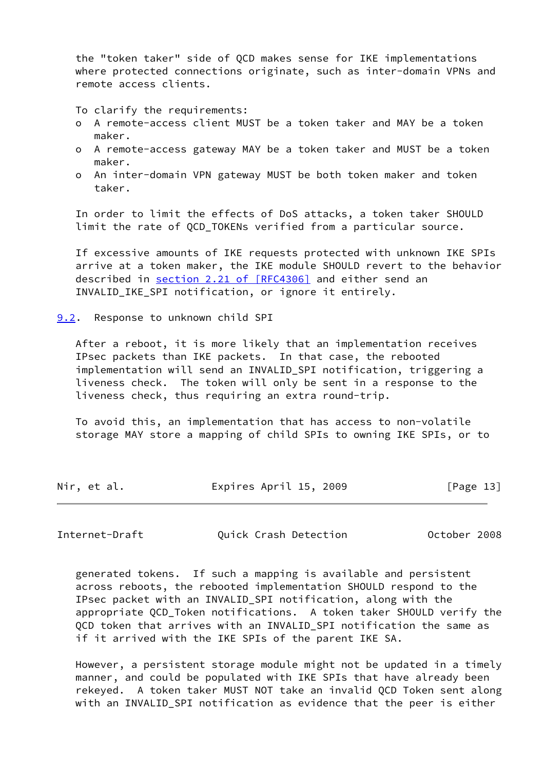the "token taker" side of QCD makes sense for IKE implementations where protected connections originate, such as inter-domain VPNs and remote access clients.

To clarify the requirements:

- A remote-access client MUST be a token taker and MAY be a token maker.
- A remote-access gateway MAY be a token taker and MUST be a token maker.
- An inter-domain VPN gateway MUST be both token maker and token taker.

In order to limit the effects of DoS attacks, a token taker SHOULD limit the rate of QCD_TOKENs verified from a particular source.

If excessive amounts of IKE requests protected with unknown IKE SPIs arrive at a token maker, the IKE module SHOULD revert to the behavior described in section 2.21 of [RFC4306] and either send an INVALID_IKE_SPI notification, or ignore it entirely.

### 9.2. Response to unknown child SPI

After a reboot, it is more likely that an implementation receives IPsec packets than IKE packets. In that case, the rebooted implementation will send an INVALID_SPI notification, triggering a liveness check. The token will only be sent in a response to the liveness check, thus requiring an extra round-trip.

To avoid this, an implementation that has access to non-volatile storage MAY store a mapping of child SPIs to owning IKE SPIs, or to generated tokens. If such a mapping is available and persistent across reboots, the rebooted implementation SHOULD respond to the IPsec packet with an INVALID_SPI notification, along with the appropriate QCD_Token notifications. A token taker SHOULD verify the QCD token that arrives with an INVALID_SPI notification the same as if it arrived with the IKE SPIs of the parent IKE SA.

However, a persistent storage module might not be updated in a timely manner, and could be populated with IKE SPIs that have already been rekeyed. A token taker MUST NOT take an invalid QCD Token sent along with an INVALID_SPI notification as evidence that the peer is either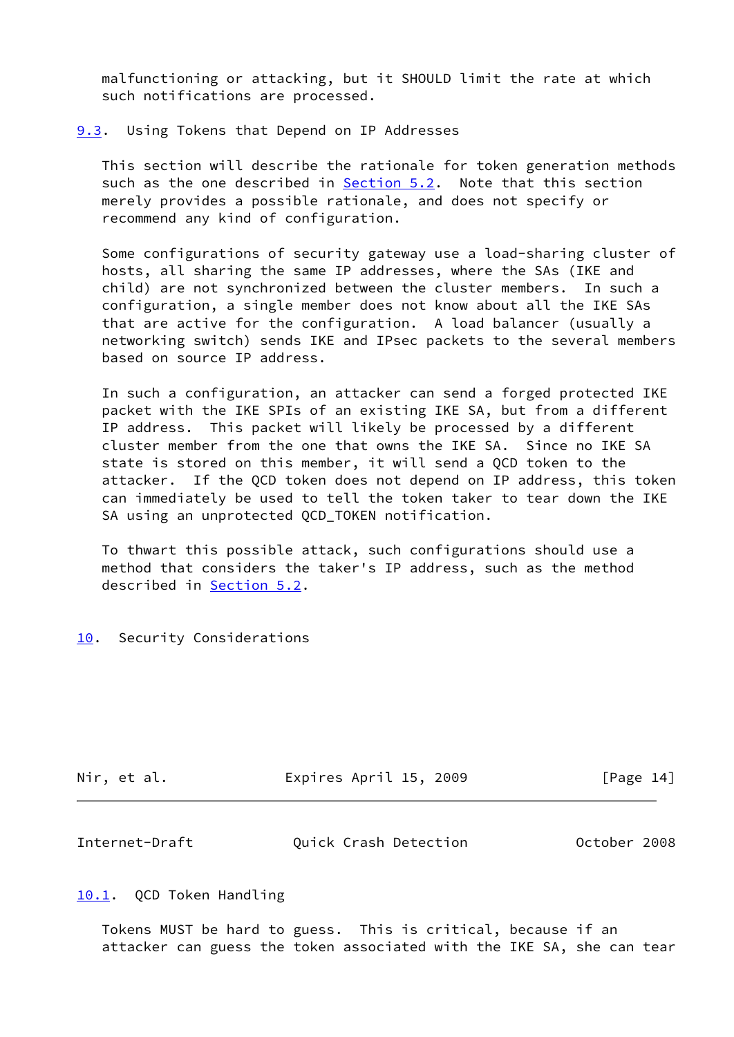malfunctioning or attacking, but it SHOULD limit the rate at which such notifications are processed.

### 9.3. Using Tokens that Depend on IP Addresses

This section will describe the rationale for token generation methods such as the one described in Section 5.2. Note that this section merely provides a possible rationale, and does not specify or recommend any kind of configuration.

Some configurations of security gateway use a load-sharing cluster of hosts, all sharing the same IP addresses, where the SAs (IKE and child) are not synchronized between the cluster members. In such a configuration, a single member does not know about all the IKE SAs that are active for the configuration. A load balancer (usually a networking switch) sends IKE and IPsec packets to the several members based on source IP address.

In such a configuration, an attacker can send a forged protected IKE packet with the IKE SPIs of an existing IKE SA, but from a different IP address. This packet will likely be processed by a different cluster member from the one that owns the IKE SA. Since no IKE SA state is stored on this member, it will send a QCD token to the attacker. If the QCD token does not depend on IP address, this token can immediately be used to tell the token taker to tear down the IKE SA using an unprotected QCD_TOKEN notification.

To thwart this possible attack, such configurations should use a method that considers the taker's IP address, such as the method described in Section 5.2.

## 10. Security Considerations

### 10.1. QCD Token Handling

Tokens MUST be hard to guess. This is critical, because if an attacker can guess the token associated with the IKE SA, she can tear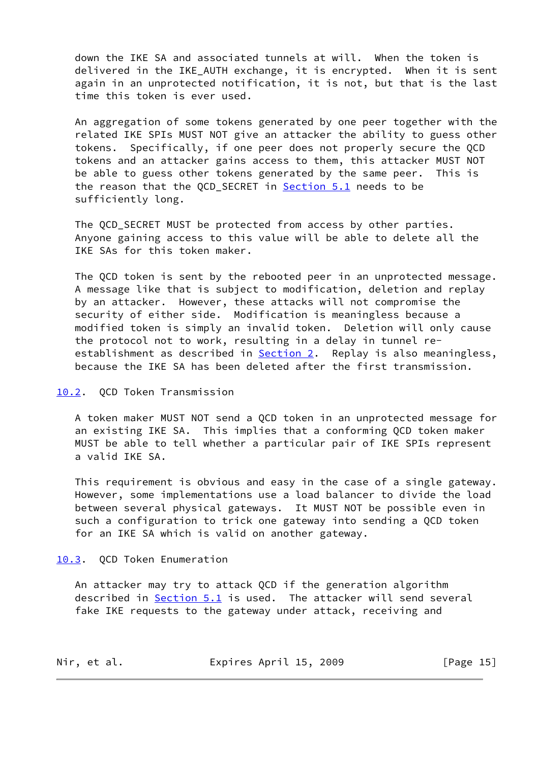down the IKE SA and associated tunnels at will. When the token is delivered in the IKE_AUTH exchange, it is encrypted. When it is sent again in an unprotected notification, it is not, but that is the last time this token is ever used.

An aggregation of some tokens generated by one peer together with the related IKE SPIs MUST NOT give an attacker the ability to guess other tokens. Specifically, if one peer does not properly secure the QCD tokens and an attacker gains access to them, this attacker MUST NOT be able to guess other tokens generated by the same peer. This is the reason that the QCD_SECRET in Section 5.1 needs to be sufficiently long.

The QCD_SECRET MUST be protected from access by other parties. Anyone gaining access to this value will be able to delete all the IKE SAs for this token maker.

The QCD token is sent by the rebooted peer in an unprotected message. A message like that is subject to modification, deletion and replay by an attacker. However, these attacks will not compromise the security of either side. Modification is meaningless because a modified token is simply an invalid token. Deletion will only cause the protocol not to work, resulting in a delay in tunnel re-establishment as described in Section 2. Replay is also meaningless, because the IKE SA has been deleted after the first transmission.

## 10.2. QCD Token Transmission

A token maker MUST NOT send a QCD token in an unprotected message for an existing IKE SA. This implies that a conforming QCD token maker MUST be able to tell whether a particular pair of IKE SPIs represent a valid IKE SA.

This requirement is obvious and easy in the case of a single gateway. However, some implementations use a load balancer to divide the load between several physical gateways. It MUST NOT be possible even in such a configuration to trick one gateway into sending a QCD token for an IKE SA which is valid on another gateway.

## 10.3. QCD Token Enumeration

An attacker may try to attack QCD if the generation algorithm described in Section 5.1 is used. The attacker will send several fake IKE requests to the gateway under attack, receiving and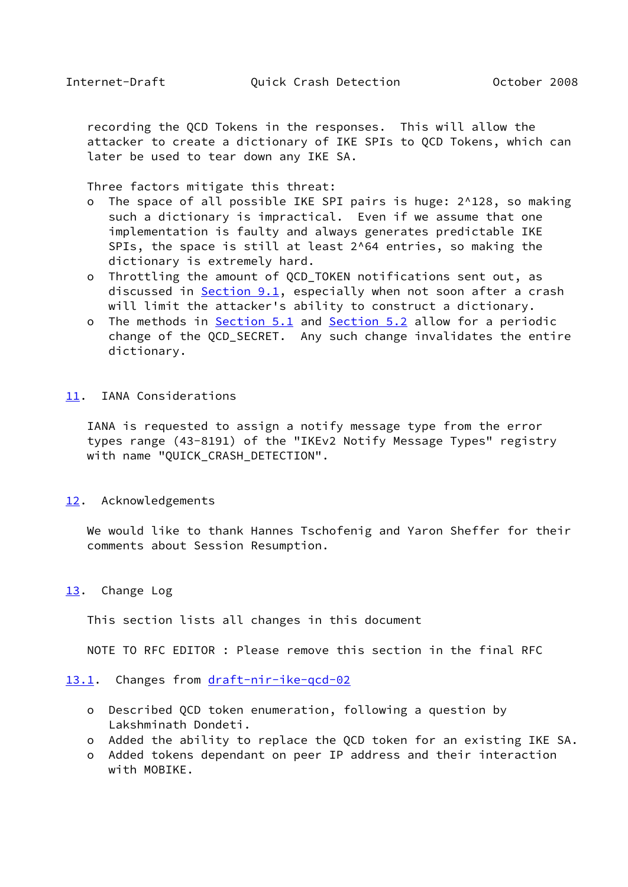recording the QCD Tokens in the responses. This will allow the attacker to create a dictionary of IKE SPIs to QCD Tokens, which can later be used to tear down any IKE SA.

Three factors mitigate this threat:

- The space of all possible IKE SPI pairs is huge: $2^{128}$, so making such a dictionary is impractical. Even if we assume that one implementation is faulty and always generates predictable IKE SPIs, the space is still at least $2^{64}$ entries, so making the dictionary is extremely hard.
- Throttling the amount of QCD_TOKEN notifications sent out, as discussed in Section 9.1, especially when not soon after a crash will limit the attacker's ability to construct a dictionary.
- The methods in Section 5.1 and Section 5.2 allow for a periodic change of the QCD_SECRET. Any such change invalidates the entire dictionary.

## 11. IANA Considerations

IANA is requested to assign a notify message type from the error types range (43-8191) of the "IKEv2 Notify Message Types" registry with name "QUICK_CRASH_DETECTION".

## 12. Acknowledgements

We would like to thank Hannes Tschofenig and Yaron Sheffer for their comments about Session Resumption.

## 13. Change Log

This section lists all changes in this document

NOTE TO RFC EDITOR : Please remove this section in the final RFC

### 13.1. Changes from draft-nir-ike-qcd-02

- Described QCD token enumeration, following a question by Lakshminath Dondeti.
- Added the ability to replace the QCD token for an existing IKE SA.
- Added tokens dependant on peer IP address and their interaction with MOBIKE.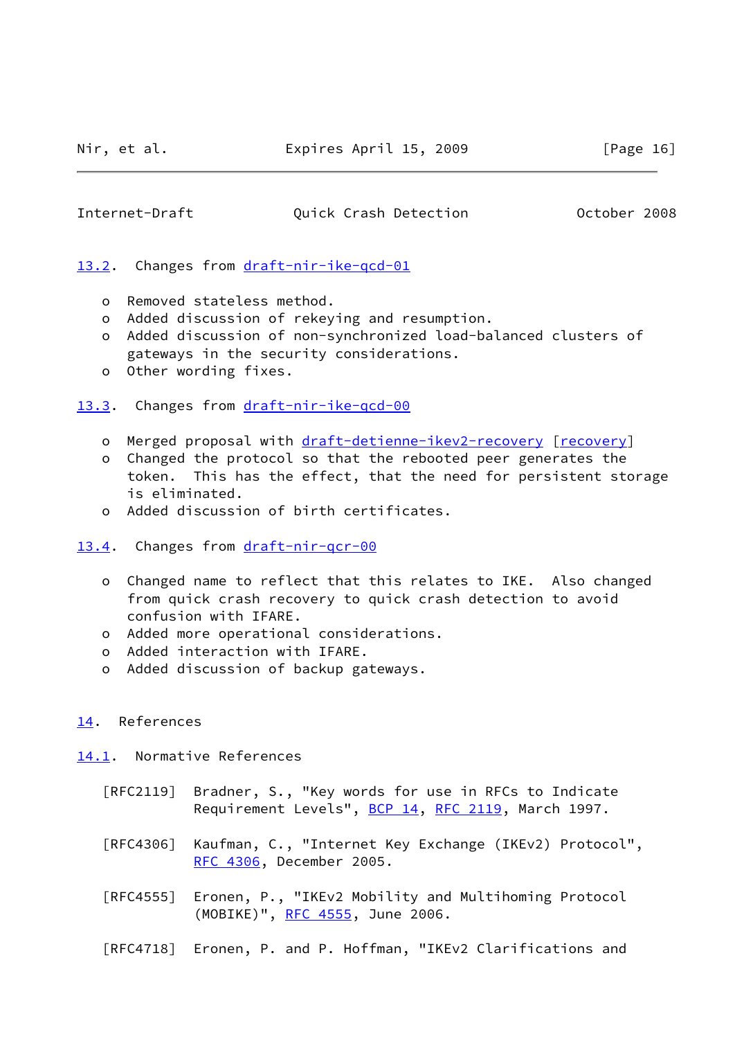### 13.2. Changes from draft-nir-ike-qcd-01

- Removed stateless method.
- Added discussion of rekeying and resumption.
- Added discussion of non-synchronized load-balanced clusters of gateways in the security considerations.
- Other wording fixes.

### 13.3. Changes from draft-nir-ike-qcd-00

- Merged proposal with draft-detienne-ikev2-recovery [recovery]
- Changed the protocol so that the rebooted peer generates the token. This has the effect, that the need for persistent storage is eliminated.
- Added discussion of birth certificates.

### 13.4. Changes from draft-nir-qcr-00

- Changed name to reflect that this relates to IKE. Also changed from quick crash recovery to quick crash detection to avoid confusion with IFARE.
- Added more operational considerations.
- Added interaction with IFARE.
- Added discussion of backup gateways.

## 14. References

### 14.1. Normative References

[RFC2119] Bradner, S., "Key words for use in RFCs to Indicate Requirement Levels", BCP 14, RFC 2119, March 1997.

[RFC4306] Kaufman, C., "Internet Key Exchange (IKEv2) Protocol", RFC 4306, December 2005.

[RFC4555] Eronen, P., "IKEv2 Mobility and Multihoming Protocol (MOBIKE)", RFC 4555, June 2006.

[RFC4718] Eronen, P. and P. Hoffman, "IKEv2 Clarifications and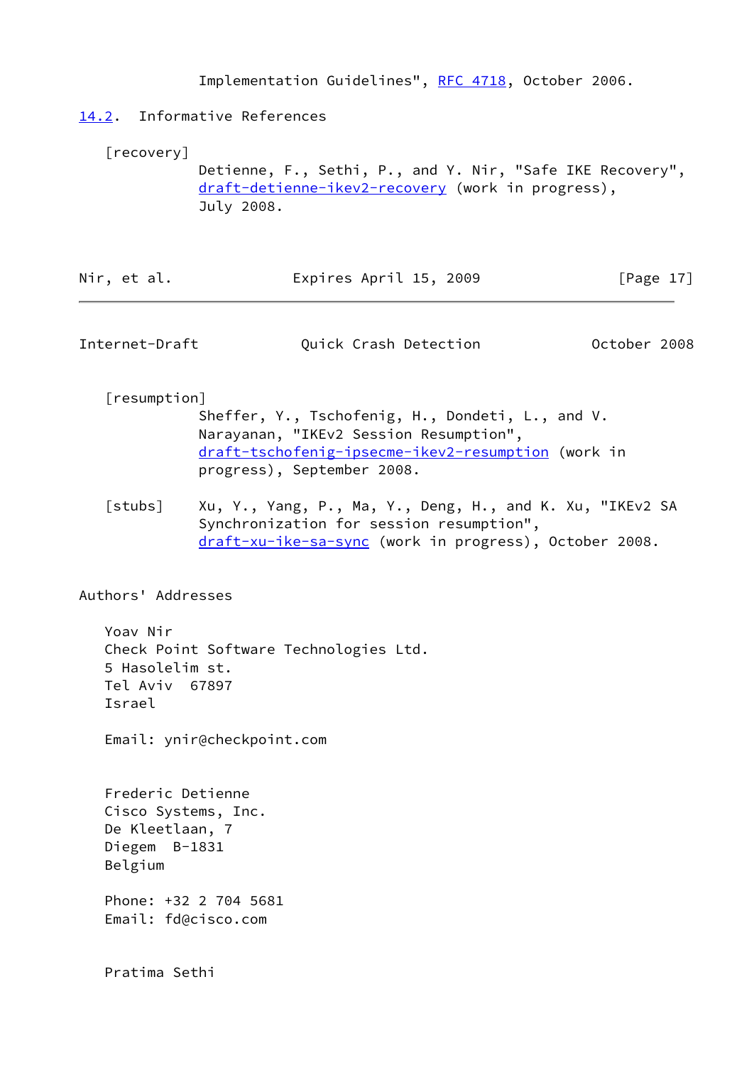Implementation Guidelines", RFC 4718, October 2006.

### 14.2. Informative References

[recovery]
Detienne, F., Sethi, P., and Y. Nir, "Safe IKE Recovery", draft-detienne-ikev2-recovery (work in progress), July 2008.

[resumption]
Sheffer, Y., Tschofenig, H., Dondeti, L., and V. Narayanan, "IKEv2 Session Resumption", draft-tschofenig-ipsecme-ikev2-resumption (work in progress), September 2008.

[stubs]
Xu, Y., Yang, P., Ma, Y., Deng, H., and K. Xu, "IKEv2 SA Synchronization for session resumption", draft-xu-ike-sa-sync (work in progress), October 2008.

## Authors' Addresses

Yoav Nir
Check Point Software Technologies Ltd.
5 Hasolelim st.
Tel Aviv 67897
Israel

Email: ynir@checkpoint.com

Frederic Detienne
Cisco Systems, Inc.
De Kleetlaan, 7
Diegem B-1831
Belgium

Phone: +32 2 704 5681
Email: fd@cisco.com

Pratima Sethi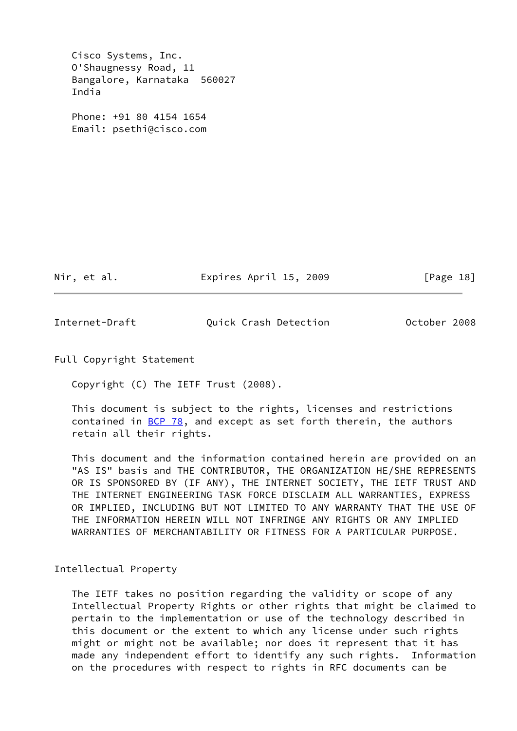Cisco Systems, Inc.
O'Shaugnessy Road, 11
Bangalore, Karnataka 560027
India

Phone: +91 80 4154 1654
Email: psethi@cisco.com

## Full Copyright Statement

Copyright (C) The IETF Trust (2008).

This document is subject to the rights, licenses and restrictions contained in BCP 78, and except as set forth therein, the authors retain all their rights.

This document and the information contained herein are provided on an "AS IS" basis and THE CONTRIBUTOR, THE ORGANIZATION HE/SHE REPRESENTS OR IS SPONSORED BY (IF ANY), THE INTERNET SOCIETY, THE IETF TRUST AND THE INTERNET ENGINEERING TASK FORCE DISCLAIM ALL WARRANTIES, EXPRESS OR IMPLIED, INCLUDING BUT NOT LIMITED TO ANY WARRANTY THAT THE USE OF THE INFORMATION HEREIN WILL NOT INFRINGE ANY RIGHTS OR ANY IMPLIED WARRANTIES OF MERCHANTABILITY OR FITNESS FOR A PARTICULAR PURPOSE.

## Intellectual Property

The IETF takes no position regarding the validity or scope of any Intellectual Property Rights or other rights that might be claimed to pertain to the implementation or use of the technology described in this document or the extent to which any license under such rights might or might not be available; nor does it represent that it has made any independent effort to identify any such rights. Information on the procedures with respect to rights in RFC documents can be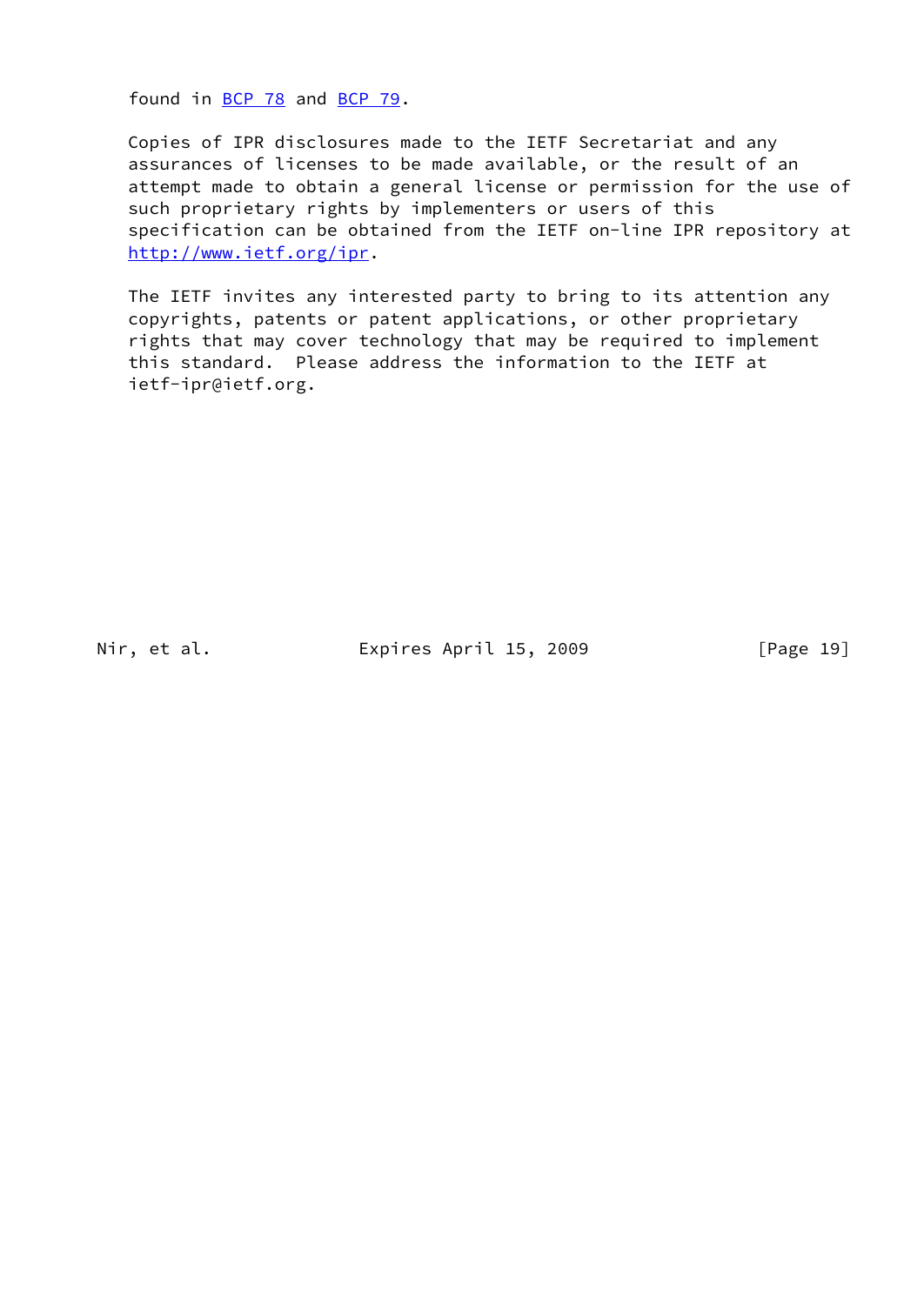found in BCP 78 and BCP 79.

Copies of IPR disclosures made to the IETF Secretariat and any assurances of licenses to be made available, or the result of an attempt made to obtain a general license or permission for the use of such proprietary rights by implementers or users of this specification can be obtained from the IETF on-line IPR repository at http://www.ietf.org/ipr.

The IETF invites any interested party to bring to its attention any copyrights, patents or patent applications, or other proprietary rights that may cover technology that may be required to implement this standard. Please address the information to the IETF at ietf-ipr@ietf.org.